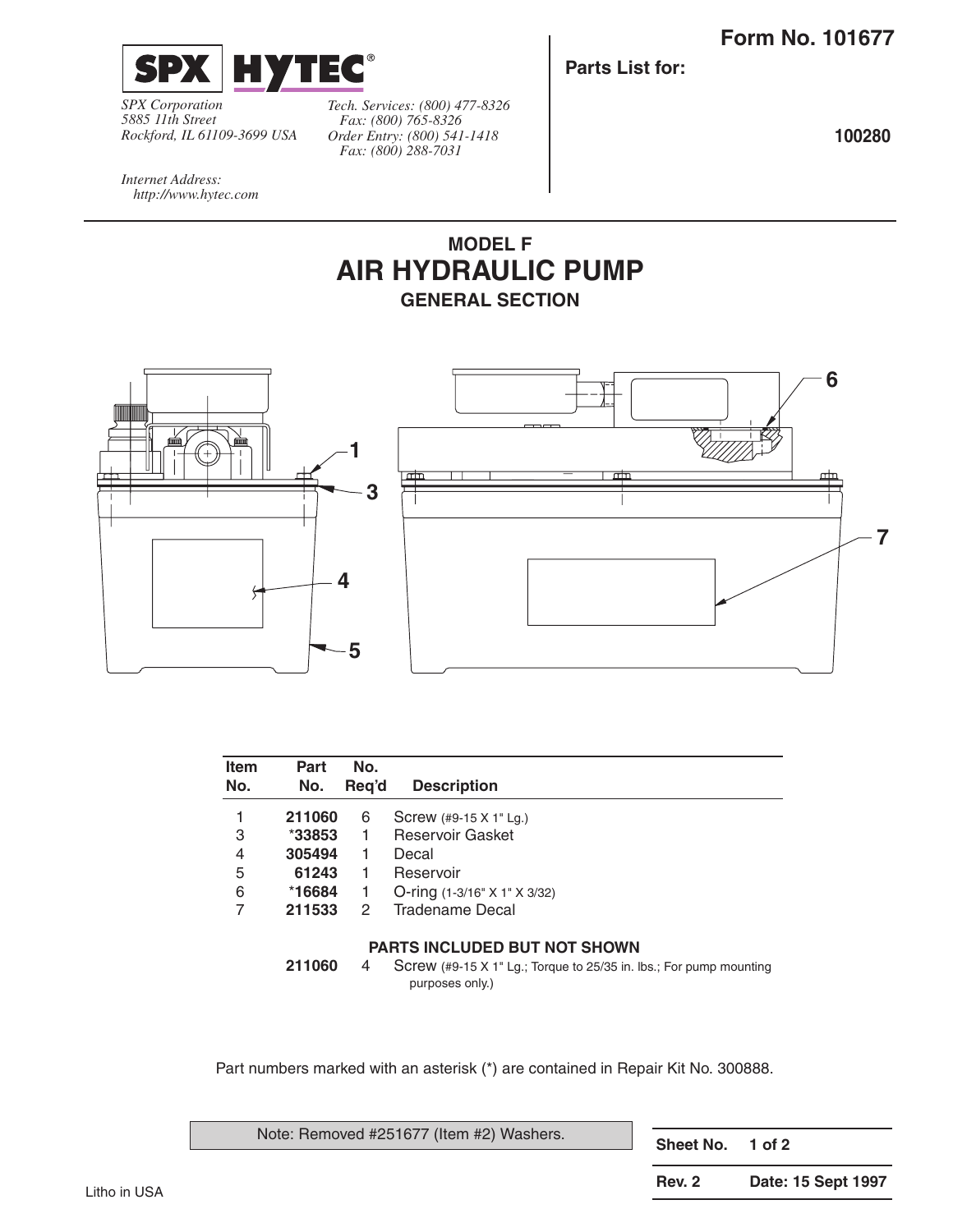# Form No. 101677

**SPX | HYTEC®**

*SPX Corporation*
*5885 11th Street*
*Rockford, IL 61109-3699 USA*

*Tech. Services: (800) 477-8326*
*Fax: (800) 765-8326*
*Order Entry: (800) 541-1418*
*Fax: (800) 288-7031*

*Internet Address:*
*http://www.hytec.com*

**Parts List for:**

**100280**

## MODEL F
# AIR HYDRAULIC PUMP
## GENERAL SECTION

| Item No. | Part No. | No. Req'd | Description |
|---|---|---|---|
| 1 | **211060** | 6 | Screw (#9-15 X 1" Lg.) |
| 3 | ***33853** | 1 | Reservoir Gasket |
| 4 | **305494** | 1 | Decal |
| 5 | **61243** | 1 | Reservoir |
| 6 | ***16684** | 1 | O-ring (1-3/16" X 1" X 3/32) |
| 7 | **211533** | 2 | Tradename Decal |
| | | | **PARTS INCLUDED BUT NOT SHOWN** |
| | **211060** | 4 | Screw (#9-15 X 1" Lg.; Torque to 25/35 in. lbs.; For pump mounting purposes only.) |

Part numbers marked with an asterisk (*) are contained in Repair Kit No. 300888.

Note: Removed #251677 (Item #2) Washers.

| Sheet No. | 1 of 2 |
|---|---|
| Rev. 2 | Date: 15 Sept 1997 |

Litho in USA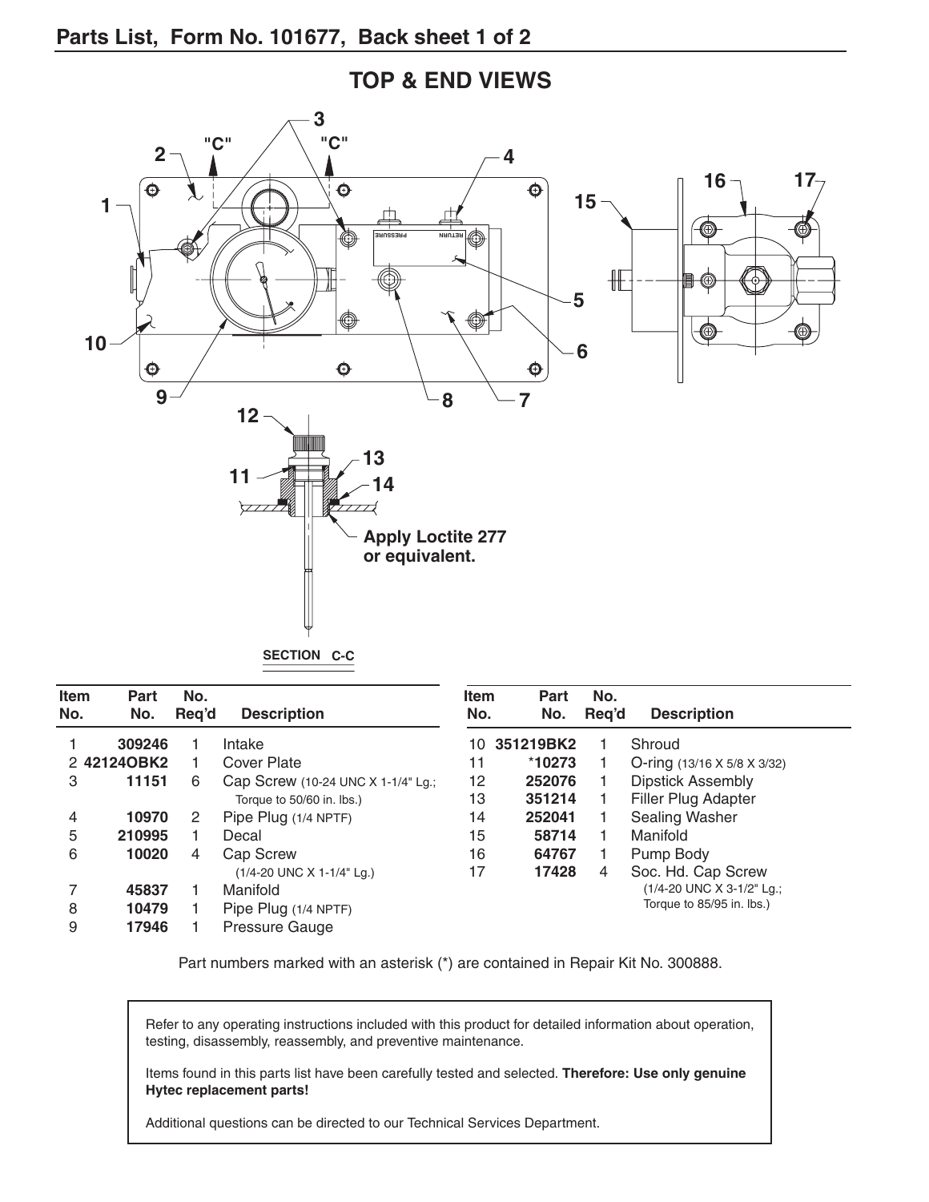## Parts List, Form No. 101677, Back sheet 1 of 2

# TOP & END VIEWS

Apply Loctite 277 or equivalent.

SECTION C-C

| Item No. | Part No. | No. Req'd | Description |
|---|---|---|---|
| 1 | 309246 | 1 | Intake |
| 2 | 42124OBK2 | 1 | Cover Plate |
| 3 | 11151 | 6 | Cap Screw (10-24 UNC X 1-1/4" Lg.; Torque to 50/60 in. lbs.) |
| 4 | 10970 | 2 | Pipe Plug (1/4 NPTF) |
| 5 | 210995 | 1 | Decal |
| 6 | 10020 | 4 | Cap Screw (1/4-20 UNC X 1-1/4" Lg.) |
| 7 | 45837 | 1 | Manifold |
| 8 | 10479 | 1 | Pipe Plug (1/4 NPTF) |
| 9 | 17946 | 1 | Pressure Gauge |
| 10 | 351219BK2 | 1 | Shroud |
| 11 | *10273 | 1 | O-ring (13/16 X 5/8 X 3/32) |
| 12 | 252076 | 1 | Dipstick Assembly |
| 13 | 351214 | 1 | Filler Plug Adapter |
| 14 | 252041 | 1 | Sealing Washer |
| 15 | 58714 | 1 | Manifold |
| 16 | 64767 | 1 | Pump Body |
| 17 | 17428 | 4 | Soc. Hd. Cap Screw (1/4-20 UNC X 3-1/2" Lg.; Torque to 85/95 in. lbs.) |

Part numbers marked with an asterisk (*) are contained in Repair Kit No. 300888.

Refer to any operating instructions included with this product for detailed information about operation, testing, disassembly, reassembly, and preventive maintenance.

Items found in this parts list have been carefully tested and selected. **Therefore: Use only genuine Hytec replacement parts!**

Additional questions can be directed to our Technical Services Department.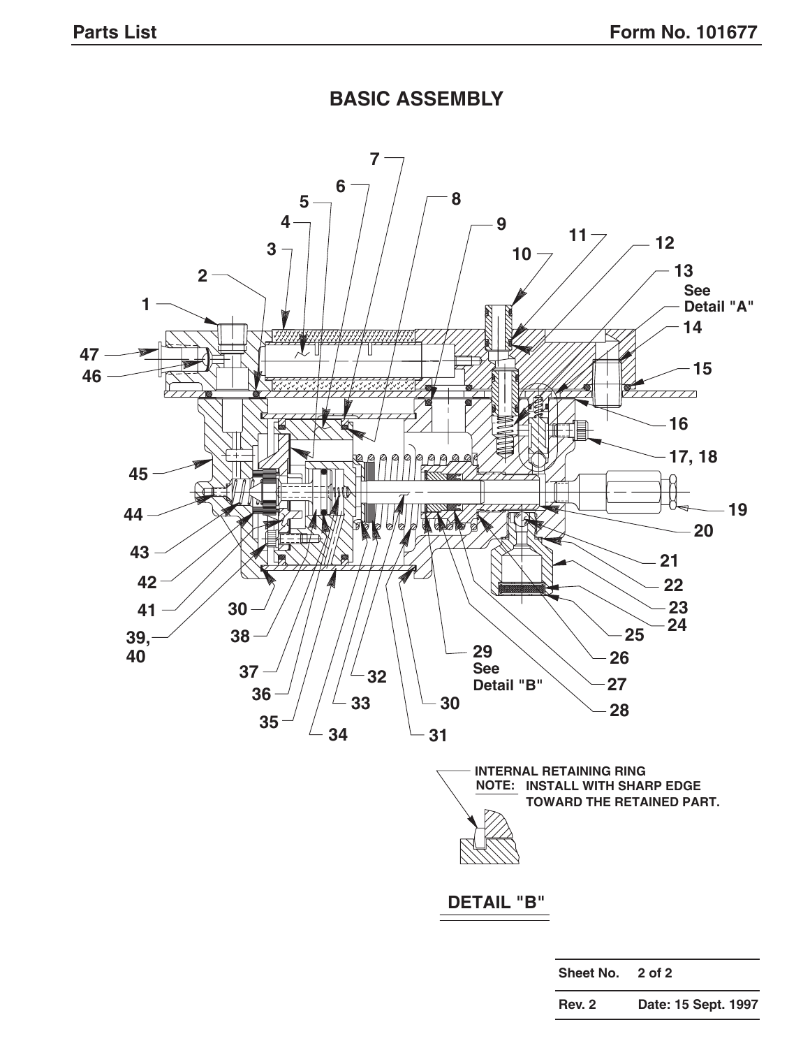# BASIC ASSEMBLY

1
2
3
4
5
6
7
8
9
10
11
12
13 See Detail "A"
14
15
16
17, 18
19
20
21
22
23
24
25
26
27
28
29 See Detail "B"
30
31
32
33
34
35
36
37
38
39, 40
41
42
43
44
45
46
47

INTERNAL RETAINING RING

**NOTE:** INSTALL WITH SHARP EDGE TOWARD THE RETAINED PART.

## DETAIL "B"

| Sheet No. | 2 of 2 |
|---|---|
| Rev. 2 | Date: 15 Sept. 1997 |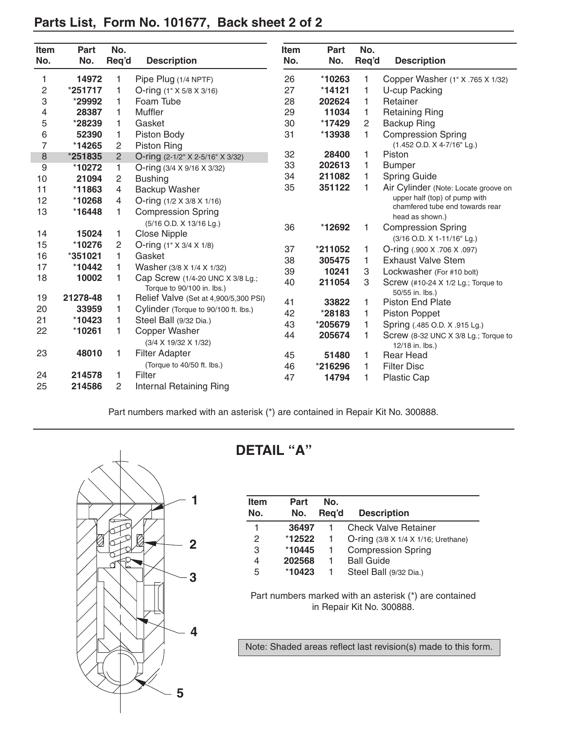## Parts List, Form No. 101677, Back sheet 2 of 2

| Item No. | Part No. | No. Req'd | Description |
|---|---|---|---|
| 1 | 14972 | 1 | Pipe Plug (1/4 NPTF) |
| 2 | *251717 | 1 | O-ring (1" X 5/8 X 3/16) |
| 3 | *29992 | 1 | Foam Tube |
| 4 | 28387 | 1 | Muffler |
| 5 | *28239 | 1 | Gasket |
| 6 | 52390 | 1 | Piston Body |
| 7 | *14265 | 2 | Piston Ring |
| 8 | *251835 | 2 | O-ring (2-1/2" X 2-5/16" X 3/32) |
| 9 | *10272 | 1 | O-ring (3/4 X 9/16 X 3/32) |
| 10 | 21094 | 2 | Bushing |
| 11 | *11863 | 4 | Backup Washer |
| 12 | *10268 | 4 | O-ring (1/2 X 3/8 X 1/16) |
| 13 | *16448 | 1 | Compression Spring (5/16 O.D. X 13/16 Lg.) |
| 14 | 15024 | 1 | Close Nipple |
| 15 | *10276 | 2 | O-ring (1" X 3/4 X 1/8) |
| 16 | *351021 | 1 | Gasket |
| 17 | *10442 | 1 | Washer (3/8 X 1/4 X 1/32) |
| 18 | 10002 | 1 | Cap Screw (1/4-20 UNC X 3/8 Lg.; Torque to 90/100 in. lbs.) |
| 19 | 21278-48 | 1 | Relief Valve (Set at 4,900/5,300 PSI) |
| 20 | 33959 | 1 | Cylinder (Torque to 90/100 ft. lbs.) |
| 21 | *10423 | 1 | Steel Ball (9/32 Dia.) |
| 22 | *10261 | 1 | Copper Washer (3/4 X 19/32 X 1/32) |
| 23 | 48010 | 1 | Filter Adapter (Torque to 40/50 ft. lbs.) |
| 24 | 214578 | 1 | Filter |
| 25 | 214586 | 2 | Internal Retaining Ring |
| 26 | *10263 | 1 | Copper Washer (1" X .765 X 1/32) |
| 27 | *14121 | 1 | U-cup Packing |
| 28 | 202624 | 1 | Retainer |
| 29 | 11034 | 1 | Retaining Ring |
| 30 | *17429 | 2 | Backup Ring |
| 31 | *13938 | 1 | Compression Spring (1.452 O.D. X 4-7/16" Lg.) |
| 32 | 28400 | 1 | Piston |
| 33 | 202613 | 1 | Bumper |
| 34 | 211082 | 1 | Spring Guide |
| 35 | 351122 | 1 | Air Cylinder (Note: Locate groove on upper half (top) of pump with chamfered tube end towards rear head as shown.) |
| 36 | *12692 | 1 | Compression Spring (3/16 O.D. X 1-11/16" Lg.) |
| 37 | *211052 | 1 | O-ring (.900 X .706 X .097) |
| 38 | 305475 | 1 | Exhaust Valve Stem |
| 39 | 10241 | 3 | Lockwasher (For #10 bolt) |
| 40 | 211054 | 3 | Screw (#10-24 X 1/2 Lg.; Torque to 50/55 in. lbs.) |
| 41 | 33822 | 1 | Piston End Plate |
| 42 | *28183 | 1 | Piston Poppet |
| 43 | *205679 | 1 | Spring (.485 O.D. X .915 Lg.) |
| 44 | 205674 | 1 | Screw (8-32 UNC X 3/8 Lg.; Torque to 12/18 in. lbs.) |
| 45 | 51480 | 1 | Rear Head |
| 46 | *216296 | 1 | Filter Disc |
| 47 | 14794 | 1 | Plastic Cap |

Part numbers marked with an asterisk (*) are contained in Repair Kit No. 300888.

1
2
3
4
5

## DETAIL "A"

| Item No. | Part No. | No. Req'd | Description |
|---|---|---|---|
| 1 | 36497 | 1 | Check Valve Retainer |
| 2 | *12522 | 1 | O-ring (3/8 X 1/4 X 1/16; Urethane) |
| 3 | *10445 | 1 | Compression Spring |
| 4 | 202568 | 1 | Ball Guide |
| 5 | *10423 | 1 | Steel Ball (9/32 Dia.) |

Part numbers marked with an asterisk (*) are contained in Repair Kit No. 300888.

Note: Shaded areas reflect last revision(s) made to this form.